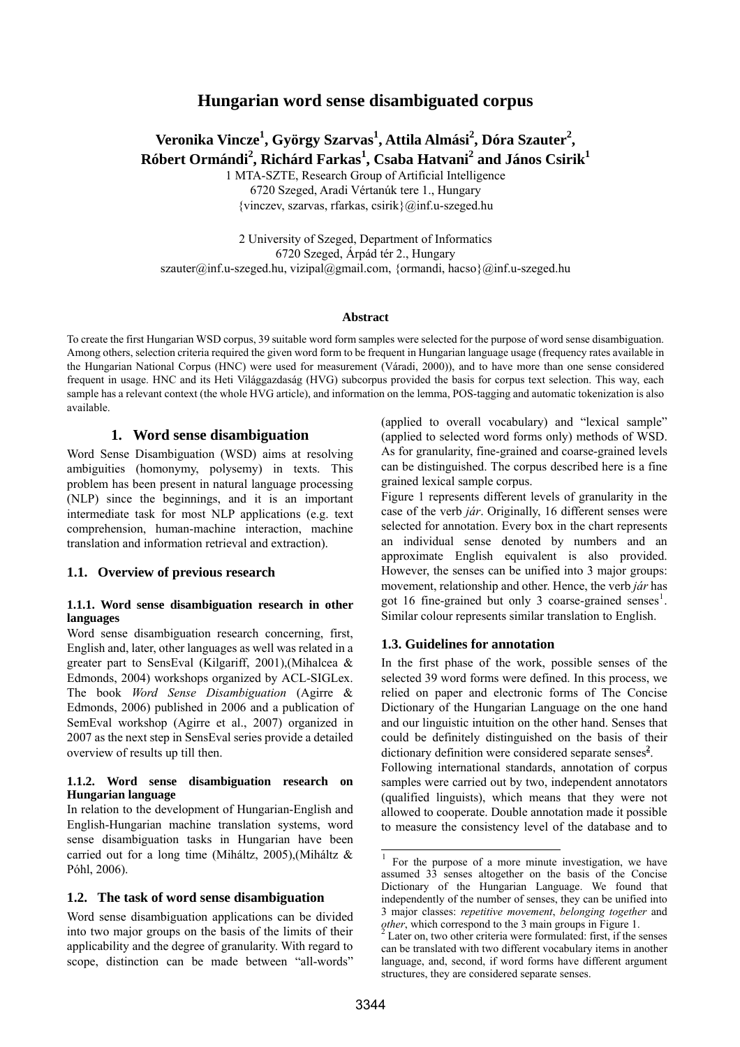# Hungarian word sense disambiguated corpus

**Veronika Vincze[1], György Szarvas[1], Attila Almási[2], Dóra Szauter[2], Róbert Ormándi[2], Richárd Farkas[1], Csaba Hatvani[2] and János Csirik[1]**

1 MTA-SZTE, Research Group of Artificial Intelligence
6720 Szeged, Aradi Vértanúk tere 1., Hungary
{vinczev, szarvas, rfarkas, csirik}@inf.u-szeged.hu

2 University of Szeged, Department of Informatics
6720 Szeged, Árpád tér 2., Hungary
szauter@inf.u-szeged.hu, vizipal@gmail.com, {ormandi, hacso}@inf.u-szeged.hu

**Abstract**

To create the first Hungarian WSD corpus, 39 suitable word form samples were selected for the purpose of word sense disambiguation. Among others, selection criteria required the given word form to be frequent in Hungarian language usage (frequency rates available in the Hungarian National Corpus (HNC) were used for measurement (Váradi, 2000)), and to have more than one sense considered frequent in usage. HNC and its Heti Világgazdaság (HVG) subcorpus provided the basis for corpus text selection. This way, each sample has a relevant context (the whole HVG article), and information on the lemma, POS-tagging and automatic tokenization is also available.

## 1. Word sense disambiguation

Word Sense Disambiguation (WSD) aims at resolving ambiguities (homonymy, polysemy) in texts. This problem has been present in natural language processing (NLP) since the beginnings, and it is an important intermediate task for most NLP applications (e.g. text comprehension, human-machine interaction, machine translation and information retrieval and extraction).

### 1.1. Overview of previous research

#### 1.1.1. Word sense disambiguation research in other languages

Word sense disambiguation research concerning, first, English and, later, other languages as well was related in a greater part to SensEval (Kilgariff, 2001),(Mihalcea & Edmonds, 2004) workshops organized by ACL-SIGLex. The book *Word Sense Disambiguation* (Agirre & Edmonds, 2006) published in 2006 and a publication of SemEval workshop (Agirre et al., 2007) organized in 2007 as the next step in SensEval series provide a detailed overview of results up till then.

#### 1.1.2. Word sense disambiguation research on Hungarian language

In relation to the development of Hungarian-English and English-Hungarian machine translation systems, word sense disambiguation tasks in Hungarian have been carried out for a long time (Miháltz, 2005),(Miháltz & Póhl, 2006).

### 1.2. The task of word sense disambiguation

Word sense disambiguation applications can be divided into two major groups on the basis of the limits of their applicability and the degree of granularity. With regard to scope, distinction can be made between "all-words" (applied to overall vocabulary) and "lexical sample" (applied to selected word forms only) methods of WSD. As for granularity, fine-grained and coarse-grained levels can be distinguished. The corpus described here is a fine grained lexical sample corpus.

Figure 1 represents different levels of granularity in the case of the verb *jár*. Originally, 16 different senses were selected for annotation. Every box in the chart represents an individual sense denoted by numbers and an approximate English equivalent is also provided. However, the senses can be unified into 3 major groups: movement, relationship and other. Hence, the verb *jár* has got 16 fine-grained but only 3 coarse-grained senses[1]. Similar colour represents similar translation to English.

### 1.3. Guidelines for annotation

In the first phase of the work, possible senses of the selected 39 word forms were defined. In this process, we relied on paper and electronic forms of The Concise Dictionary of the Hungarian Language on the one hand and our linguistic intuition on the other hand. Senses that could be definitely distinguished on the basis of their dictionary definition were considered separate senses[2].

Following international standards, annotation of corpus samples were carried out by two, independent annotators (qualified linguists), which means that they were not allowed to cooperate. Double annotation made it possible to measure the consistency level of the database and to

---

[1] For the purpose of a more minute investigation, we have assumed 33 senses altogether on the basis of the Concise Dictionary of the Hungarian Language. We found that independently of the number of senses, they can be unified into 3 major classes: *repetitive movement*, *belonging together* and *other*, which correspond to the 3 main groups in Figure 1.

[2] Later on, two other criteria were formulated: first, if the senses can be translated with two different vocabulary items in another language, and, second, if word forms have different argument structures, they are considered separate senses.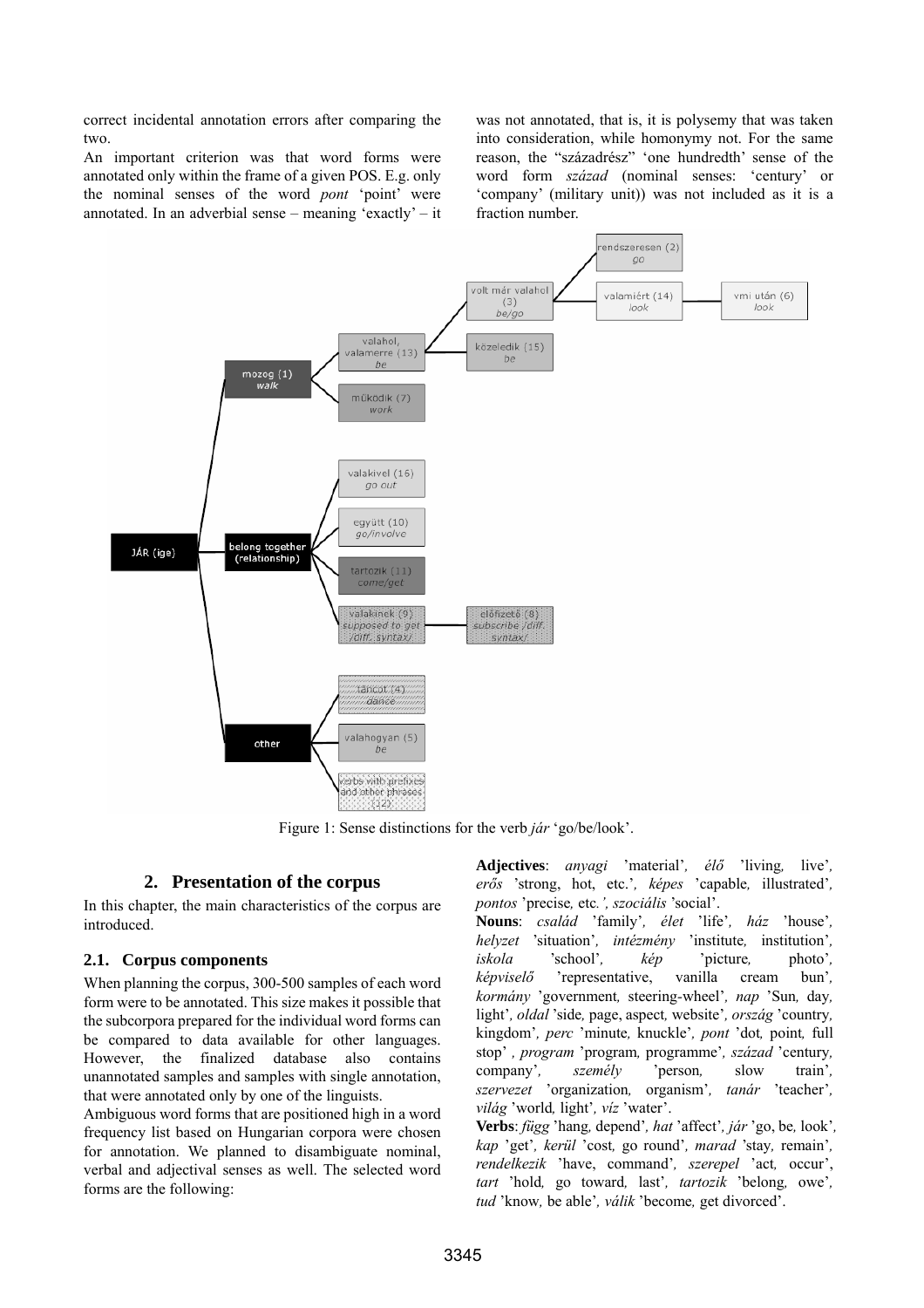correct incidental annotation errors after comparing the two.

An important criterion was that word forms were annotated only within the frame of a given POS. E.g. only the nominal senses of the word *pont* 'point' were annotated. In an adverbial sense – meaning 'exactly' – it was not annotated, that is, it is polysemy that was taken into consideration, while homonymy not. For the same reason, the "századrész" 'one hundredth' sense of the word form *század* (nominal senses: 'century' or 'company' (military unit)) was not included as it is a fraction number.

Figure 1: Sense distinctions for the verb *jár* 'go/be/look'.

## 2. Presentation of the corpus

In this chapter, the main characteristics of the corpus are introduced.

### 2.1. Corpus components

When planning the corpus, 300-500 samples of each word form were to be annotated. This size makes it possible that the subcorpora prepared for the individual word forms can be compared to data available for other languages. However, the finalized database also contains unannotated samples and samples with single annotation, that were annotated only by one of the linguists.

Ambiguous word forms that are positioned high in a word frequency list based on Hungarian corpora were chosen for annotation. We planned to disambiguate nominal, verbal and adjectival senses as well. The selected word forms are the following:

**Adjectives**: *anyagi* 'material', *élő* 'living, live', *erős* 'strong, hot, etc.', *képes* 'capable, illustrated', *pontos* 'precise, etc.', *szociális* 'social'.

**Nouns**: *család* 'family', *élet* 'life', *ház* 'house', *helyzet* 'situation', *intézmény* 'institute, institution', *iskola* 'school', *kép* 'picture, photo', *képviselő* 'representative, vanilla cream bun', *kormány* 'government, steering-wheel', *nap* 'Sun, day, light', *oldal* 'side, page, aspect, website', *ország* 'country, kingdom', *perc* 'minute, knuckle', *pont* 'dot, point, full stop', *program* 'program, programme', *század* 'century, company', *személy* 'person, slow train', *szervezet* 'organization, organism', *tanár* 'teacher', *világ* 'world, light', *víz* 'water'.

**Verbs**: *függ* 'hang, depend', *hat* 'affect', *jár* 'go, be, look', *kap* 'get', *kerül* 'cost, go round', *marad* 'stay, remain', *rendelkezik* 'have, command', *szerepel* 'act, occur', *tart* 'hold, go toward, last', *tartozik* 'belong, owe', *tud* 'know, be able', *válik* 'become, get divorced'.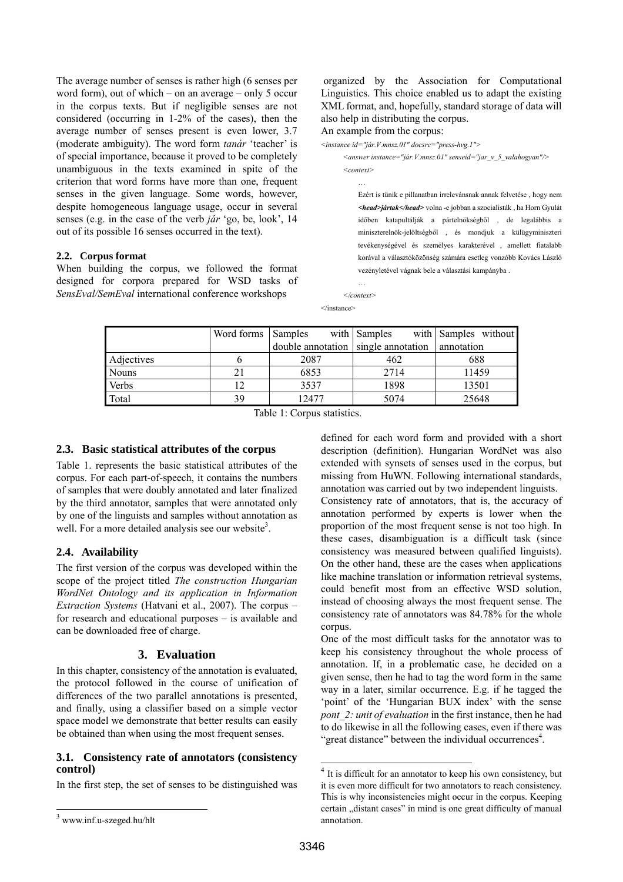The average number of senses is rather high (6 senses per word form), out of which – on an average – only 5 occur in the corpus texts. But if negligible senses are not considered (occurring in 1-2% of the cases), then the average number of senses present is even lower, 3.7 (moderate ambiguity). The word form *tanár* 'teacher' is of special importance, because it proved to be completely unambiguous in the texts examined in spite of the criterion that word forms have more than one, frequent senses in the given language. Some words, however, despite homogeneous language usage, occur in several senses (e.g. in the case of the verb *jár* 'go, be, look', 14 out of its possible 16 senses occurred in the text).

### 2.2. Corpus format

When building the corpus, we followed the format designed for corpora prepared for WSD tasks of *SensEval/SemEval* international conference workshops organized by the Association for Computational Linguistics. This choice enabled us to adapt the existing XML format, and, hopefully, standard storage of data will also help in distributing the corpus.

An example from the corpus:

```
<instance id="jár.V.mnsz.01" docsrc="press-hvg.1">
    <answer instance="jár.V.mnsz.01" senseid="jar_v_5_valahogyan"/>
    <context>
        …
        Ezért is tűnik e pillanatban irrelevánsnak annak felvetése , hogy nem <head>jártak</head> volna -e jobban a szocialisták , ha Horn Gyulát időben katapultálják a pártelnökségből , de legalábbis a miniszterelnök-jelöltségből , és mondjuk a külügyminiszteri tevékenységével és személyes karakterével , amellett fiatalabb korával a választóközönség számára esetleg vonzóbb Kovács László vezényletével vágnak bele a választási kampányba .
        …
    </context>
</instance>
```

| | Word forms | Samples with double annotation | Samples with single annotation | Samples without annotation |
|---|---|---|---|---|
| Adjectives | 6 | 2087 | 462 | 688 |
| Nouns | 21 | 6853 | 2714 | 11459 |
| Verbs | 12 | 3537 | 1898 | 13501 |
| Total | 39 | 12477 | 5074 | 25648 |

Table 1: Corpus statistics.

### 2.3. Basic statistical attributes of the corpus

Table 1. represents the basic statistical attributes of the corpus. For each part-of-speech, it contains the numbers of samples that were doubly annotated and later finalized by the third annotator, samples that were annotated only by one of the linguists and samples without annotation as well. For a more detailed analysis see our website[3].

### 2.4. Availability

The first version of the corpus was developed within the scope of the project titled *The construction Hungarian WordNet Ontology and its application in Information Extraction Systems* (Hatvani et al., 2007). The corpus – for research and educational purposes – is available and can be downloaded free of charge.

## 3. Evaluation

In this chapter, consistency of the annotation is evaluated, the protocol followed in the course of unification of differences of the two parallel annotations is presented, and finally, using a classifier based on a simple vector space model we demonstrate that better results can easily be obtained than when using the most frequent senses.

### 3.1. Consistency rate of annotators (consistency control)

In the first step, the set of senses to be distinguished was defined for each word form and provided with a short description (definition). Hungarian WordNet was also extended with synsets of senses used in the corpus, but missing from HuWN. Following international standards, annotation was carried out by two independent linguists.

Consistency rate of annotators, that is, the accuracy of annotation performed by experts is lower when the proportion of the most frequent sense is not too high. In these cases, disambiguation is a difficult task (since consistency was measured between qualified linguists). On the other hand, these are the cases when applications like machine translation or information retrieval systems, could benefit most from an effective WSD solution, instead of choosing always the most frequent sense. The consistency rate of annotators was 84.78% for the whole corpus.

One of the most difficult tasks for the annotator was to keep his consistency throughout the whole process of annotation. If, in a problematic case, he decided on a given sense, then he had to tag the word form in the same way in a later, similar occurrence. E.g. if he tagged the 'point' of the 'Hungarian BUX index' with the sense *pont_2: unit of evaluation* in the first instance, then he had to do likewise in all the following cases, even if there was "great distance" between the individual occurrences[4].

---

[3] www.inf.u-szeged.hu/hlt

[4] It is difficult for an annotator to keep his own consistency, but it is even more difficult for two annotators to reach consistency. This is why inconsistencies might occur in the corpus. Keeping certain „distant cases" in mind is one great difficulty of manual annotation.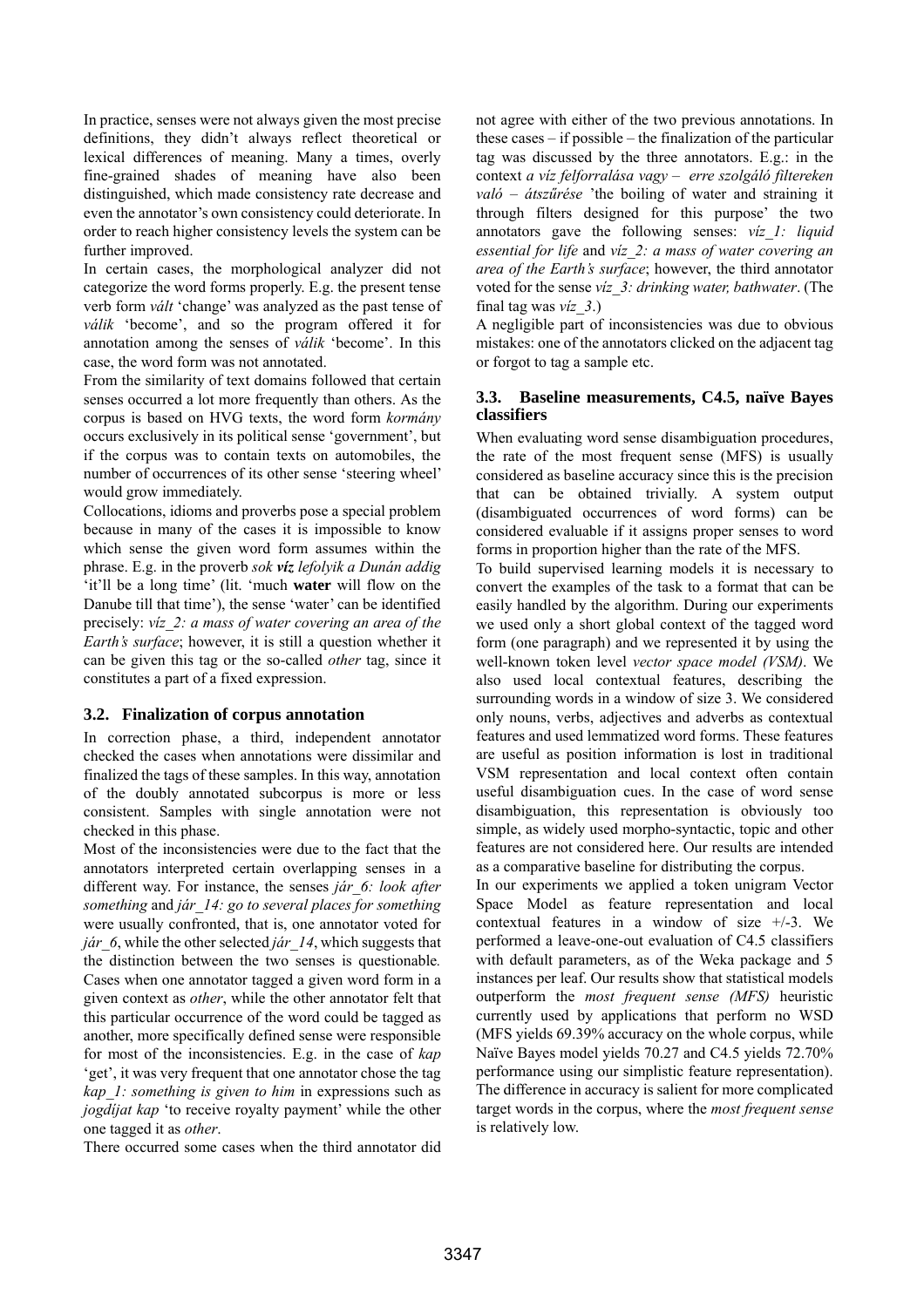In practice, senses were not always given the most precise definitions, they didn't always reflect theoretical or lexical differences of meaning. Many a times, overly fine-grained shades of meaning have also been distinguished, which made consistency rate decrease and even the annotator's own consistency could deteriorate. In order to reach higher consistency levels the system can be further improved.

In certain cases, the morphological analyzer did not categorize the word forms properly. E.g. the present tense verb form *vált* 'change' was analyzed as the past tense of *válik* 'become', and so the program offered it for annotation among the senses of *válik* 'become'. In this case, the word form was not annotated.

From the similarity of text domains followed that certain senses occurred a lot more frequently than others. As the corpus is based on HVG texts, the word form *kormány* occurs exclusively in its political sense 'government', but if the corpus was to contain texts on automobiles, the number of occurrences of its other sense 'steering wheel' would grow immediately.

Collocations, idioms and proverbs pose a special problem because in many of the cases it is impossible to know which sense the given word form assumes within the phrase. E.g. in the proverb *sok **víz** lefolyik a Dunán addig* 'it'll be a long time' (lit. 'much **water** will flow on the Danube till that time'), the sense 'water' can be identified precisely: *víz_2: a mass of water covering an area of the Earth's surface*; however, it is still a question whether it can be given this tag or the so-called *other* tag, since it constitutes a part of a fixed expression.

### 3.2. Finalization of corpus annotation

In correction phase, a third, independent annotator checked the cases when annotations were dissimilar and finalized the tags of these samples. In this way, annotation of the doubly annotated subcorpus is more or less consistent. Samples with single annotation were not checked in this phase.

Most of the inconsistencies were due to the fact that the annotators interpreted certain overlapping senses in a different way. For instance, the senses *jár_6: look after something* and *jár_14: go to several places for something* were usually confronted, that is, one annotator voted for *jár_6*, while the other selected *jár_14*, which suggests that the distinction between the two senses is questionable. Cases when one annotator tagged a given word form in a given context as *other*, while the other annotator felt that this particular occurrence of the word could be tagged as another, more specifically defined sense were responsible for most of the inconsistencies. E.g. in the case of *kap* 'get', it was very frequent that one annotator chose the tag *kap_1: something is given to him* in expressions such as *jogdíjat kap* 'to receive royalty payment' while the other one tagged it as *other*.

There occurred some cases when the third annotator did not agree with either of the two previous annotations. In these cases – if possible – the finalization of the particular tag was discussed by the three annotators. E.g.: in the context *a víz felforralása vagy – erre szolgáló filtereken való – átszűrése* 'the boiling of water and straining it through filters designed for this purpose' the two annotators gave the following senses: *víz_1: liquid essential for life* and *víz_2: a mass of water covering an area of the Earth's surface*; however, the third annotator voted for the sense *víz_3: drinking water, bathwater*. (The final tag was *víz_3*.)

A negligible part of inconsistencies was due to obvious mistakes: one of the annotators clicked on the adjacent tag or forgot to tag a sample etc.

### 3.3. Baseline measurements, C4.5, naïve Bayes classifiers

When evaluating word sense disambiguation procedures, the rate of the most frequent sense (MFS) is usually considered as baseline accuracy since this is the precision that can be obtained trivially. A system output (disambiguated occurrences of word forms) can be considered evaluable if it assigns proper senses to word forms in proportion higher than the rate of the MFS.

To build supervised learning models it is necessary to convert the examples of the task to a format that can be easily handled by the algorithm. During our experiments we used only a short global context of the tagged word form (one paragraph) and we represented it by using the well-known token level *vector space model (VSM)*. We also used local contextual features, describing the surrounding words in a window of size 3. We considered only nouns, verbs, adjectives and adverbs as contextual features and used lemmatized word forms. These features are useful as position information is lost in traditional VSM representation and local context often contain useful disambiguation cues. In the case of word sense disambiguation, this representation is obviously too simple, as widely used morpho-syntactic, topic and other features are not considered here. Our results are intended as a comparative baseline for distributing the corpus.

In our experiments we applied a token unigram Vector Space Model as feature representation and local contextual features in a window of size +/-3. We performed a leave-one-out evaluation of C4.5 classifiers with default parameters, as of the Weka package and 5 instances per leaf. Our results show that statistical models outperform the *most frequent sense (MFS)* heuristic currently used by applications that perform no WSD (MFS yields 69.39% accuracy on the whole corpus, while Naïve Bayes model yields 70.27 and C4.5 yields 72.70% performance using our simplistic feature representation). The difference in accuracy is salient for more complicated target words in the corpus, where the *most frequent sense* is relatively low.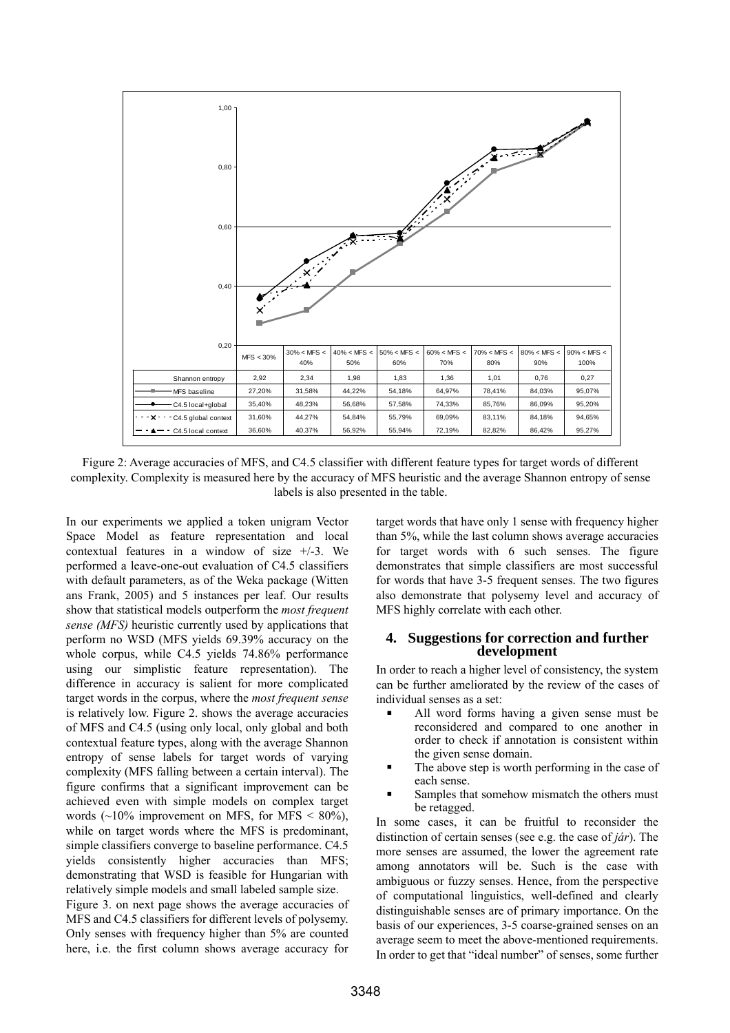| | MFS < 30% | 30% < MFS < 40% | 40% < MFS < 50% | 50% < MFS < 60% | 60% < MFS < 70% | 70% < MFS < 80% | 80% < MFS < 90% | 90% < MFS < 100% |
|---|---|---|---|---|---|---|---|---|
| Shannon entropy | 2,92 | 2,34 | 1,98 | 1,83 | 1,36 | 1,01 | 0,76 | 0,27 |
| MFS baseline | 27,20% | 31,58% | 44,22% | 54,18% | 64,97% | 78,41% | 84,03% | 95,07% |
| C4.5 local+global | 35,40% | 48,23% | 56,68% | 57,58% | 74,33% | 85,76% | 86,09% | 95,20% |
| C4.5 global context | 31,60% | 44,27% | 54,84% | 55,79% | 69,09% | 83,11% | 84,18% | 94,65% |
| C4.5 local context | 36,60% | 40,37% | 56,92% | 55,94% | 72,19% | 82,82% | 86,42% | 95,27% |

Figure 2: Average accuracies of MFS, and C4.5 classifier with different feature types for target words of different complexity. Complexity is measured here by the accuracy of MFS heuristic and the average Shannon entropy of sense labels is also presented in the table.

In our experiments we applied a token unigram Vector Space Model as feature representation and local contextual features in a window of size +/-3. We performed a leave-one-out evaluation of C4.5 classifiers with default parameters, as of the Weka package (Witten ans Frank, 2005) and 5 instances per leaf. Our results show that statistical models outperform the *most frequent sense (MFS)* heuristic currently used by applications that perform no WSD (MFS yields 69.39% accuracy on the whole corpus, while C4.5 yields 74.86% performance using our simplistic feature representation). The difference in accuracy is salient for more complicated target words in the corpus, where the *most frequent sense* is relatively low. Figure 2. shows the average accuracies of MFS and C4.5 (using only local, only global and both contextual feature types, along with the average Shannon entropy of sense labels for target words of varying complexity (MFS falling between a certain interval). The figure confirms that a significant improvement can be achieved even with simple models on complex target words (~10% improvement on MFS, for MFS < 80%), while on target words where the MFS is predominant, simple classifiers converge to baseline performance. C4.5 yields consistently higher accuracies than MFS; demonstrating that WSD is feasible for Hungarian with relatively simple models and small labeled sample size.

Figure 3. on next page shows the average accuracies of MFS and C4.5 classifiers for different levels of polysemy. Only senses with frequency higher than 5% are counted here, i.e. the first column shows average accuracy for target words that have only 1 sense with frequency higher than 5%, while the last column shows average accuracies for target words with 6 such senses. The figure demonstrates that simple classifiers are most successful for words that have 3-5 frequent senses. The two figures also demonstrate that polysemy level and accuracy of MFS highly correlate with each other.

## 4. Suggestions for correction and further development

In order to reach a higher level of consistency, the system can be further ameliorated by the review of the cases of individual senses as a set:

- All word forms having a given sense must be reconsidered and compared to one another in order to check if annotation is consistent within the given sense domain.
- The above step is worth performing in the case of each sense.
- Samples that somehow mismatch the others must be retagged.

In some cases, it can be fruitful to reconsider the distinction of certain senses (see e.g. the case of *jár*). The more senses are assumed, the lower the agreement rate among annotators will be. Such is the case with ambiguous or fuzzy senses. Hence, from the perspective of computational linguistics, well-defined and clearly distinguishable senses are of primary importance. On the basis of our experiences, 3-5 coarse-grained senses on an average seem to meet the above-mentioned requirements. In order to get that "ideal number" of senses, some further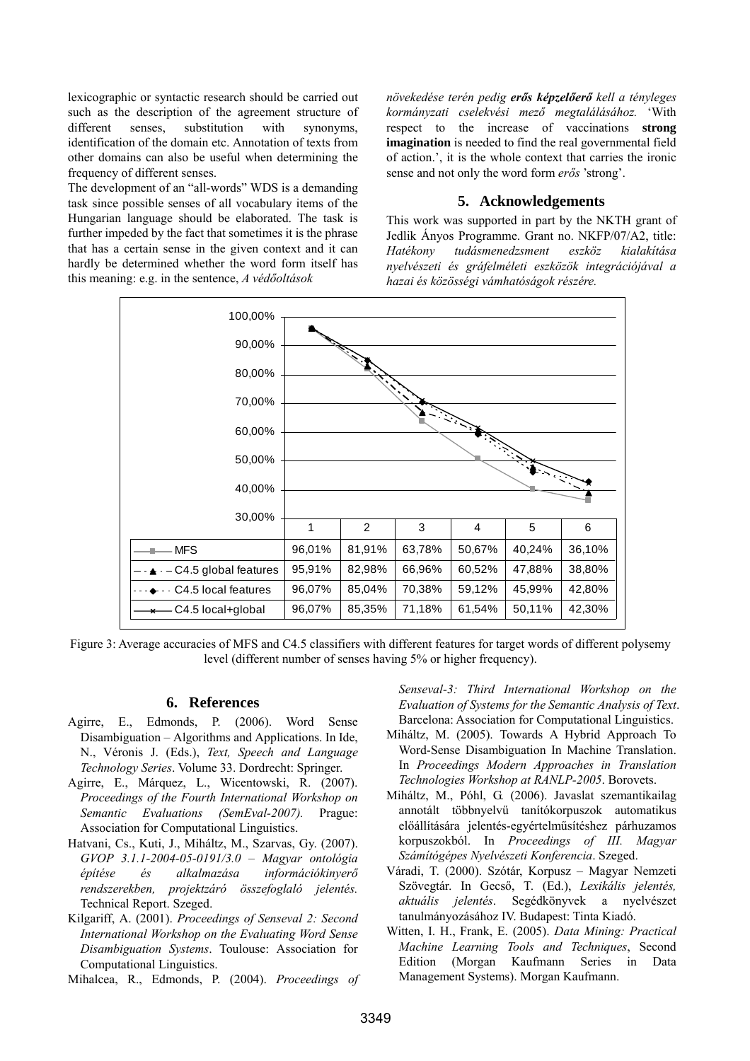lexicographic or syntactic research should be carried out such as the description of the agreement structure of different senses, substitution with synonyms, identification of the domain etc. Annotation of texts from other domains can also be useful when determining the frequency of different senses.

The development of an "all-words" WDS is a demanding task since possible senses of all vocabulary items of the Hungarian language should be elaborated. The task is further impeded by the fact that sometimes it is the phrase that has a certain sense in the given context and it can hardly be determined whether the word form itself has this meaning: e.g. in the sentence, *A védőoltások növekedése terén pedig **erős képzelőerő** kell a tényleges kormányzati cselekvési mező megtalálásához.* 'With respect to the increase of vaccinations **strong imagination** is needed to find the real governmental field of action.', it is the whole context that carries the ironic sense and not only the word form *erős* 'strong'.

## 5. Acknowledgements

This work was supported in part by the NKTH grant of Jedlik Ányos Programme. Grant no. NKFP/07/A2, title: *Hatékony tudásmenedzsment eszköz kialakítása nyelvészeti és gráfelméleti eszközök integrációjával a hazai és közösségi vámhatóságok részére.*

100,00%
90,00%
80,00%
70,00%
60,00%
50,00%
40,00%
30,00%

1 2 3 4 5 6

MFS 96,01% 81,91% 63,78% 50,67% 40,24% 36,10%
C4.5 global features 95,91% 82,98% 66,96% 60,52% 47,88% 38,80%
C4.5 local features 96,07% 85,04% 70,38% 59,12% 45,99% 42,80%
C4.5 local+global 96,07% 85,35% 71,18% 61,54% 50,11% 42,30%

Figure 3: Average accuracies of MFS and C4.5 classifiers with different features for target words of different polysemy level (different number of senses having 5% or higher frequency).

## 6. References

Agirre, E., Edmonds, P. (2006). Word Sense Disambiguation – Algorithms and Applications. In Ide, N., Véronis J. (Eds.), *Text, Speech and Language Technology Series*. Volume 33. Dordrecht: Springer.

Agirre, E., Márquez, L., Wicentowski, R. (2007). *Proceedings of the Fourth International Workshop on Semantic Evaluations (SemEval-2007).* Prague: Association for Computational Linguistics.

Hatvani, Cs., Kuti, J., Miháltz, M., Szarvas, Gy. (2007). *GVOP 3.1.1-2004-05-0191/3.0 – Magyar ontológia építése és alkalmazása információkinyerő rendszerekben, projektzáró összefoglaló jelentés.* Technical Report. Szeged.

Kilgariff, A. (2001). *Proceedings of Senseval 2: Second International Workshop on the Evaluating Word Sense Disambiguation Systems*. Toulouse: Association for Computational Linguistics.

Mihalcea, R., Edmonds, P. (2004). *Proceedings of Senseval-3: Third International Workshop on the Evaluation of Systems for the Semantic Analysis of Text*. Barcelona: Association for Computational Linguistics.

Miháltz, M. (2005). Towards A Hybrid Approach To Word-Sense Disambiguation In Machine Translation. In *Proceedings Modern Approaches in Translation Technologies Workshop at RANLP-2005*. Borovets.

Miháltz, M., Póhl, G. (2006). Javaslat szemantikailag annotált többnyelvű tanítókorpuszok automatikus előállítására jelentés-egyértelműsítéshez párhuzamos korpuszokból. In *Proceedings of III. Magyar Számítógépes Nyelvészeti Konferencia*. Szeged.

Váradi, T. (2000). Szótár, Korpusz – Magyar Nemzeti Szövegtár. In Gecső, T. (Ed.), *Lexikális jelentés, aktuális jelentés*. Segédkönyvek a nyelvészet tanulmányozásához IV. Budapest: Tinta Kiadó.

Witten, I. H., Frank, E. (2005). *Data Mining: Practical Machine Learning Tools and Techniques*, Second Edition (Morgan Kaufmann Series in Data Management Systems). Morgan Kaufmann.